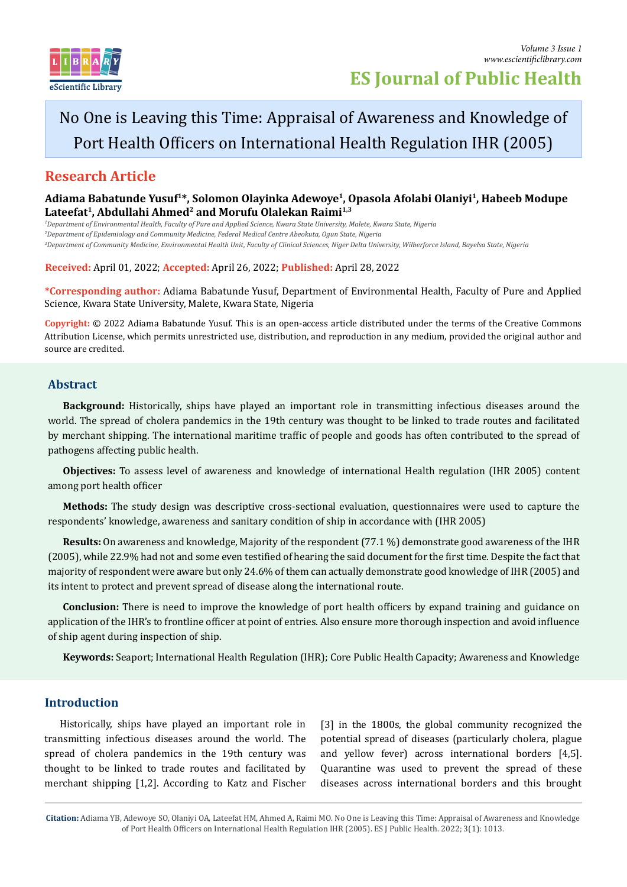# No One is Leaving this Time: Appraisal of Awareness and Knowledge of Port Health Officers on International Health Regulation IHR (2005)

## Research Article

**Adiama Babatunde Yusuf[1]*, Solomon Olayinka Adewoye[1], Opasola Afolabi Olaniyi[1], Habeeb Modupe Lateefat[1], Abdullahi Ahmed[2] and Morufu Olalekan Raimi[1,3]**

[1]*Department of Environmental Health, Faculty of Pure and Applied Science, Kwara State University, Malete, Kwara State, Nigeria*

[2]*Department of Epidemiology and Community Medicine, Federal Medical Centre Abeokuta, Ogun State, Nigeria*

[3]*Department of Community Medicine, Environmental Health Unit, Faculty of Clinical Sciences, Niger Delta University, Wilberforce Island, Bayelsa State, Nigeria*

**Received:** April 01, 2022; **Accepted:** April 26, 2022; **Published:** April 28, 2022

**\*Corresponding author:** Adiama Babatunde Yusuf, Department of Environmental Health, Faculty of Pure and Applied Science, Kwara State University, Malete, Kwara State, Nigeria

**Copyright:** © 2022 Adiama Babatunde Yusuf. This is an open-access article distributed under the terms of the Creative Commons Attribution License, which permits unrestricted use, distribution, and reproduction in any medium, provided the original author and source are credited.

## Abstract

**Background:** Historically, ships have played an important role in transmitting infectious diseases around the world. The spread of cholera pandemics in the 19th century was thought to be linked to trade routes and facilitated by merchant shipping. The international maritime traffic of people and goods has often contributed to the spread of pathogens affecting public health.

**Objectives:** To assess level of awareness and knowledge of international Health regulation (IHR 2005) content among port health officer

**Methods:** The study design was descriptive cross-sectional evaluation, questionnaires were used to capture the respondents' knowledge, awareness and sanitary condition of ship in accordance with (IHR 2005)

**Results:** On awareness and knowledge, Majority of the respondent (77.1 %) demonstrate good awareness of the IHR (2005), while 22.9% had not and some even testified of hearing the said document for the first time. Despite the fact that majority of respondent were aware but only 24.6% of them can actually demonstrate good knowledge of IHR (2005) and its intent to protect and prevent spread of disease along the international route.

**Conclusion:** There is need to improve the knowledge of port health officers by expand training and guidance on application of the IHR's to frontline officer at point of entries. Also ensure more thorough inspection and avoid influence of ship agent during inspection of ship.

**Keywords:** Seaport; International Health Regulation (IHR); Core Public Health Capacity; Awareness and Knowledge

## Introduction

Historically, ships have played an important role in transmitting infectious diseases around the world. The spread of cholera pandemics in the 19th century was thought to be linked to trade routes and facilitated by merchant shipping [1,2]. According to Katz and Fischer [3] in the 1800s, the global community recognized the potential spread of diseases (particularly cholera, plague and yellow fever) across international borders [4,5]. Quarantine was used to prevent the spread of these diseases across international borders and this brought

**Citation:** Adiama YB, Adewoye SO, Olaniyi OA, Lateefat HM, Ahmed A, Raimi MO. No One is Leaving this Time: Appraisal of Awareness and Knowledge of Port Health Officers on International Health Regulation IHR (2005). ES J Public Health. 2022; 3(1): 1013.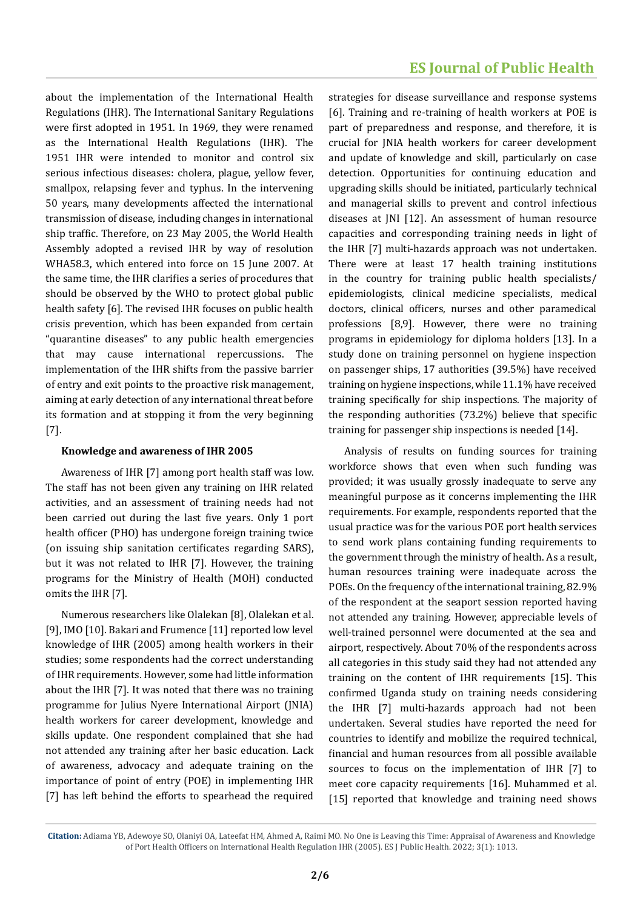about the implementation of the International Health Regulations (IHR). The International Sanitary Regulations were first adopted in 1951. In 1969, they were renamed as the International Health Regulations (IHR). The 1951 IHR were intended to monitor and control six serious infectious diseases: cholera, plague, yellow fever, smallpox, relapsing fever and typhus. In the intervening 50 years, many developments affected the international transmission of disease, including changes in international ship traffic. Therefore, on 23 May 2005, the World Health Assembly adopted a revised IHR by way of resolution WHA58.3, which entered into force on 15 June 2007. At the same time, the IHR clarifies a series of procedures that should be observed by the WHO to protect global public health safety [6]. The revised IHR focuses on public health crisis prevention, which has been expanded from certain "quarantine diseases" to any public health emergencies that may cause international repercussions. The implementation of the IHR shifts from the passive barrier of entry and exit points to the proactive risk management, aiming at early detection of any international threat before its formation and at stopping it from the very beginning [7].

### Knowledge and awareness of IHR 2005

Awareness of IHR [7] among port health staff was low. The staff has not been given any training on IHR related activities, and an assessment of training needs had not been carried out during the last five years. Only 1 port health officer (PHO) has undergone foreign training twice (on issuing ship sanitation certificates regarding SARS), but it was not related to IHR [7]. However, the training programs for the Ministry of Health (MOH) conducted omits the IHR [7].

Numerous researchers like Olalekan [8], Olalekan et al. [9], IMO [10]. Bakari and Frumence [11] reported low level knowledge of IHR (2005) among health workers in their studies; some respondents had the correct understanding of IHR requirements. However, some had little information about the IHR [7]. It was noted that there was no training programme for Julius Nyere International Airport (JNIA) health workers for career development, knowledge and skills update. One respondent complained that she had not attended any training after her basic education. Lack of awareness, advocacy and adequate training on the importance of point of entry (POE) in implementing IHR [7] has left behind the efforts to spearhead the required strategies for disease surveillance and response systems [6]. Training and re-training of health workers at POE is part of preparedness and response, and therefore, it is crucial for JNIA health workers for career development and update of knowledge and skill, particularly on case detection. Opportunities for continuing education and upgrading skills should be initiated, particularly technical and managerial skills to prevent and control infectious diseases at JNI [12]. An assessment of human resource capacities and corresponding training needs in light of the IHR [7] multi-hazards approach was not undertaken. There were at least 17 health training institutions in the country for training public health specialists/ epidemiologists, clinical medicine specialists, medical doctors, clinical officers, nurses and other paramedical professions [8,9]. However, there were no training programs in epidemiology for diploma holders [13]. In a study done on training personnel on hygiene inspection on passenger ships, 17 authorities (39.5%) have received training on hygiene inspections, while 11.1% have received training specifically for ship inspections. The majority of the responding authorities (73.2%) believe that specific training for passenger ship inspections is needed [14].

Analysis of results on funding sources for training workforce shows that even when such funding was provided; it was usually grossly inadequate to serve any meaningful purpose as it concerns implementing the IHR requirements. For example, respondents reported that the usual practice was for the various POE port health services to send work plans containing funding requirements to the government through the ministry of health. As a result, human resources training were inadequate across the POEs. On the frequency of the international training, 82.9% of the respondent at the seaport session reported having not attended any training. However, appreciable levels of well-trained personnel were documented at the sea and airport, respectively. About 70% of the respondents across all categories in this study said they had not attended any training on the content of IHR requirements [15]. This confirmed Uganda study on training needs considering the IHR [7] multi-hazards approach had not been undertaken. Several studies have reported the need for countries to identify and mobilize the required technical, financial and human resources from all possible available sources to focus on the implementation of IHR [7] to meet core capacity requirements [16]. Muhammed et al. [15] reported that knowledge and training need shows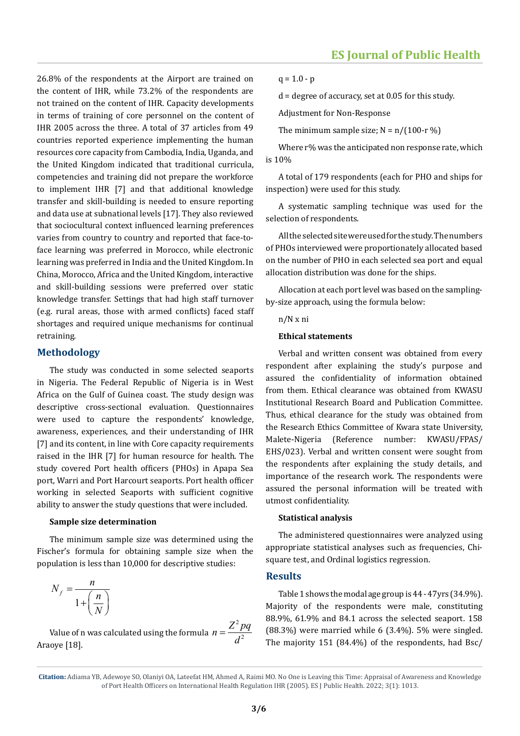26.8% of the respondents at the Airport are trained on the content of IHR, while 73.2% of the respondents are not trained on the content of IHR. Capacity developments in terms of training of core personnel on the content of IHR 2005 across the three. A total of 37 articles from 49 countries reported experience implementing the human resources core capacity from Cambodia, India, Uganda, and the United Kingdom indicated that traditional curricula, competencies and training did not prepare the workforce to implement IHR [7] and that additional knowledge transfer and skill-building is needed to ensure reporting and data use at subnational levels [17]. They also reviewed that sociocultural context influenced learning preferences varies from country to country and reported that face-to-face learning was preferred in Morocco, while electronic learning was preferred in India and the United Kingdom. In China, Morocco, Africa and the United Kingdom, interactive and skill-building sessions were preferred over static knowledge transfer. Settings that had high staff turnover (e.g. rural areas, those with armed conflicts) faced staff shortages and required unique mechanisms for continual retraining.

## Methodology

The study was conducted in some selected seaports in Nigeria. The Federal Republic of Nigeria is in West Africa on the Gulf of Guinea coast. The study design was descriptive cross-sectional evaluation. Questionnaires were used to capture the respondents' knowledge, awareness, experiences, and their understanding of IHR [7] and its content, in line with Core capacity requirements raised in the IHR [7] for human resource for health. The study covered Port health officers (PHOs) in Apapa Sea port, Warri and Port Harcourt seaports. Port health officer working in selected Seaports with sufficient cognitive ability to answer the study questions that were included.

### Sample size determination

The minimum sample size was determined using the Fischer's formula for obtaining sample size when the population is less than 10,000 for descriptive studies:

$$N_f = \frac{n}{1+\left(\frac{n}{N}\right)}$$

Value of n was calculated using the formula $n = \frac{Z^2 pq}{d^2}$ Araoye [18].

q = 1.0 - p

d = degree of accuracy, set at 0.05 for this study.

Adjustment for Non-Response

The minimum sample size; N = n/(100-r %)

Where r% was the anticipated non response rate, which is 10%

A total of 179 respondents (each for PHO and ships for inspection) were used for this study.

A systematic sampling technique was used for the selection of respondents.

All the selected site were used for the study. The numbers of PHOs interviewed were proportionately allocated based on the number of PHO in each selected sea port and equal allocation distribution was done for the ships.

Allocation at each port level was based on the sampling-by-size approach, using the formula below:

n/N x ni

### Ethical statements

Verbal and written consent was obtained from every respondent after explaining the study's purpose and assured the confidentiality of information obtained from them. Ethical clearance was obtained from KWASU Institutional Research Board and Publication Committee. Thus, ethical clearance for the study was obtained from the Research Ethics Committee of Kwara state University, Malete-Nigeria (Reference number: KWASU/FPAS/EHS/023). Verbal and written consent were sought from the respondents after explaining the study details, and importance of the research work. The respondents were assured the personal information will be treated with utmost confidentiality.

### Statistical analysis

The administered questionnaires were analyzed using appropriate statistical analyses such as frequencies, Chi-square test, and Ordinal logistics regression.

## Results

Table 1 shows the modal age group is 44 - 47yrs (34.9%). Majority of the respondents were male, constituting 88.9%, 61.9% and 84.1 across the selected seaport. 158 (88.3%) were married while 6 (3.4%). 5% were singled. The majority 151 (84.4%) of the respondents, had Bsc/

Citation: Adiama YB, Adewoye SO, Olaniyi OA, Lateefat HM, Ahmed A, Raimi MO. No One is Leaving this Time: Appraisal of Awareness and Knowledge of Port Health Officers on International Health Regulation IHR (2005). ES J Public Health. 2022; 3(1): 1013.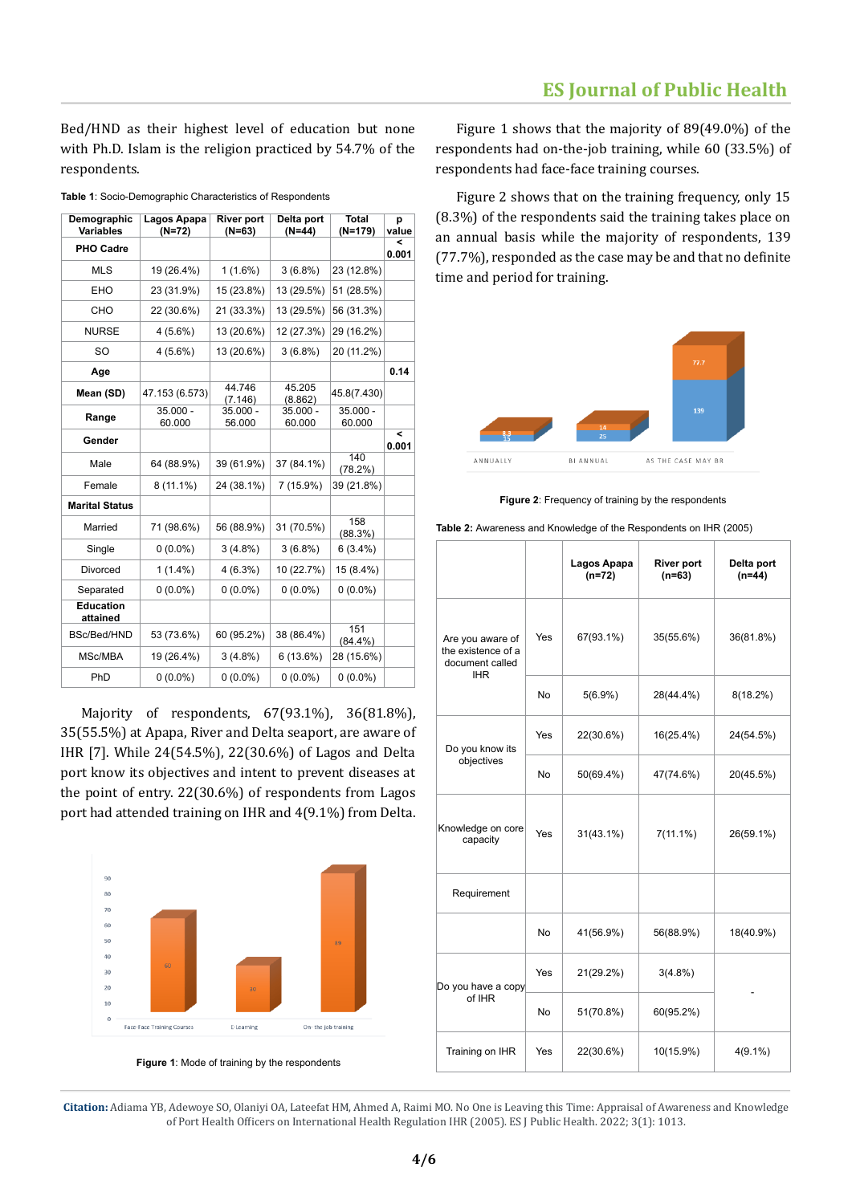Bed/HND as their highest level of education but none with Ph.D. Islam is the religion practiced by 54.7% of the respondents.

**Table 1**: Socio-Demographic Characteristics of Respondents

| Demographic Variables | Lagos Apapa (N=72) | River port (N=63) | Delta port (N=44) | Total (N=179) | p value |
|---|---|---|---|---|---|
| **PHO Cadre** | | | | | < 0.001 |
| MLS | 19 (26.4%) | 1 (1.6%) | 3 (6.8%) | 23 (12.8%) | |
| EHO | 23 (31.9%) | 15 (23.8%) | 13 (29.5%) | 51 (28.5%) | |
| CHO | 22 (30.6%) | 21 (33.3%) | 13 (29.5%) | 56 (31.3%) | |
| NURSE | 4 (5.6%) | 13 (20.6%) | 12 (27.3%) | 29 (16.2%) | |
| SO | 4 (5.6%) | 13 (20.6%) | 3 (6.8%) | 20 (11.2%) | |
| **Age** | | | | | 0.14 |
| **Mean (SD)** | 47.153 (6.573) | 44.746 (7.146) | 45.205 (8.862) | 45.8(7.430) | |
| **Range** | 35.000 - 60.000 | 35.000 - 56.000 | 35.000 - 60.000 | 35.000 - 60.000 | |
| **Gender** | | | | | < 0.001 |
| Male | 64 (88.9%) | 39 (61.9%) | 37 (84.1%) | 140 (78.2%) | |
| Female | 8 (11.1%) | 24 (38.1%) | 7 (15.9%) | 39 (21.8%) | |
| **Marital Status** | | | | | |
| Married | 71 (98.6%) | 56 (88.9%) | 31 (70.5%) | 158 (88.3%) | |
| Single | 0 (0.0%) | 3 (4.8%) | 3 (6.8%) | 6 (3.4%) | |
| Divorced | 1 (1.4%) | 4 (6.3%) | 10 (22.7%) | 15 (8.4%) | |
| Separated | 0 (0.0%) | 0 (0.0%) | 0 (0.0%) | 0 (0.0%) | |
| **Education attained** | | | | | |
| BSc/Bed/HND | 53 (73.6%) | 60 (95.2%) | 38 (86.4%) | 151 (84.4%) | |
| MSc/MBA | 19 (26.4%) | 3 (4.8%) | 6 (13.6%) | 28 (15.6%) | |
| PhD | 0 (0.0%) | 0 (0.0%) | 0 (0.0%) | 0 (0.0%) | |

Majority of respondents, 67(93.1%), 36(81.8%), 35(55.5%) at Apapa, River and Delta seaport, are aware of IHR [7]. While 24(54.5%), 22(30.6%) of Lagos and Delta port know its objectives and intent to prevent diseases at the point of entry. 22(30.6%) of respondents from Lagos port had attended training on IHR and 4(9.1%) from Delta.

**Figure 1**: Mode of training by the respondents

Figure 1 shows that the majority of 89(49.0%) of the respondents had on-the-job training, while 60 (33.5%) of respondents had face-face training courses.

Figure 2 shows that on the training frequency, only 15 (8.3%) of the respondents said the training takes place on an annual basis while the majority of respondents, 139 (77.7%), responded as the case may be and that no definite time and period for training.

**Figure 2**: Frequency of training by the respondents

**Table 2:** Awareness and Knowledge of the Respondents on IHR (2005)

| | | Lagos Apapa (n=72) | River port (n=63) | Delta port (n=44) |
|---|---|---|---|---|
| Are you aware of the existence of a document called IHR | Yes | 67(93.1%) | 35(55.6%) | 36(81.8%) |
| | No | 5(6.9%) | 28(44.4%) | 8(18.2%) |
| Do you know its objectives | Yes | 22(30.6%) | 16(25.4%) | 24(54.5%) |
| | No | 50(69.4%) | 47(74.6%) | 20(45.5%) |
| Knowledge on core capacity | Yes | 31(43.1%) | 7(11.1%) | 26(59.1%) |
| Requirement | | | | |
| | No | 41(56.9%) | 56(88.9%) | 18(40.9%) |
| Do you have a copy of IHR | Yes | 21(29.2%) | 3(4.8%) | - |
| | No | 51(70.8%) | 60(95.2%) | |
| Training on IHR | Yes | 22(30.6%) | 10(15.9%) | 4(9.1%) |

**Citation:** Adiama YB, Adewoye SO, Olaniyi OA, Lateefat HM, Ahmed A, Raimi MO. No One is Leaving this Time: Appraisal of Awareness and Knowledge of Port Health Officers on International Health Regulation IHR (2005). ES J Public Health. 2022; 3(1): 1013.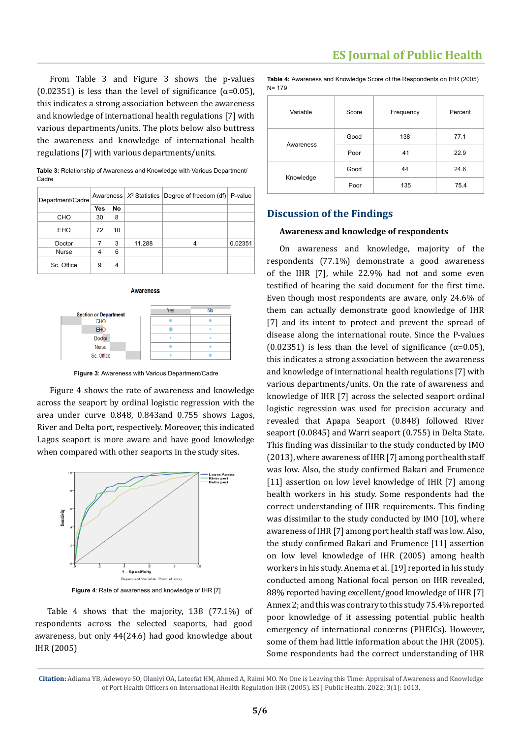From Table 3 and Figure 3 shows the p-values (0.02351) is less than the level of significance (α=0.05), this indicates a strong association between the awareness and knowledge of international health regulations [7] with various departments/units. The plots below also buttress the awareness and knowledge of international health regulations [7] with various departments/units.

**Table 3:** Relationship of Awareness and Knowledge with Various Department/Cadre

| Department/Cadre | Awareness | | $X^2$ Statistics | Degree of freedom (df) | P-value |
|---|---|---|---|---|---|
| | Yes | No | | | |
| CHO | 30 | 8 | | | |
| EHO | 72 | 10 | | | |
| Doctor | 7 | 3 | 11.288 | 4 | 0.02351 |
| Nurse | 4 | 6 | | | |
| Sc. Office | 9 | 4 | | | |

**Figure 3**: Awareness with Various Department/Cadre

Figure 4 shows the rate of awareness and knowledge across the seaport by ordinal logistic regression with the area under curve 0.848, 0.843and 0.755 shows Lagos, River and Delta port, respectively. Moreover, this indicated Lagos seaport is more aware and have good knowledge when compared with other seaports in the study sites.

**Figure 4**: Rate of awareness and knowledge of IHR [7]

Table 4 shows that the majority, 138 (77.1%) of respondents across the selected seaports, had good awareness, but only 44(24.6) had good knowledge about IHR (2005)

**Table 4:** Awareness and Knowledge Score of the Respondents on IHR (2005) N= 179

| Variable | Score | Frequency | Percent |
|---|---|---|---|
| Awareness | Good | 138 | 77.1 |
| | Poor | 41 | 22.9 |
| Knowledge | Good | 44 | 24.6 |
| | Poor | 135 | 75.4 |

## Discussion of the Findings

### Awareness and knowledge of respondents

On awareness and knowledge, majority of the respondents (77.1%) demonstrate a good awareness of the IHR [7], while 22.9% had not and some even testified of hearing the said document for the first time. Even though most respondents are aware, only 24.6% of them can actually demonstrate good knowledge of IHR [7] and its intent to protect and prevent the spread of disease along the international route. Since the P-values (0.02351) is less than the level of significance (α=0.05), this indicates a strong association between the awareness and knowledge of international health regulations [7] with various departments/units. On the rate of awareness and knowledge of IHR [7] across the selected seaport ordinal logistic regression was used for precision accuracy and revealed that Apapa Seaport (0.848) followed River seaport (0.0845) and Warri seaport (0.755) in Delta State. This finding was dissimilar to the study conducted by IMO (2013), where awareness of IHR [7] among port health staff was low. Also, the study confirmed Bakari and Frumence [11] assertion on low level knowledge of IHR [7] among health workers in his study. Some respondents had the correct understanding of IHR requirements. This finding was dissimilar to the study conducted by IMO [10], where awareness of IHR [7] among port health staff was low. Also, the study confirmed Bakari and Frumence [11] assertion on low level knowledge of IHR (2005) among health workers in his study. Anema et al. [19] reported in his study conducted among National focal person on IHR revealed, 88% reported having excellent/good knowledge of IHR [7] Annex 2; and this was contrary to this study 75.4% reported poor knowledge of it assessing potential public health emergency of international concerns (PHEICs). However, some of them had little information about the IHR (2005). Some respondents had the correct understanding of IHR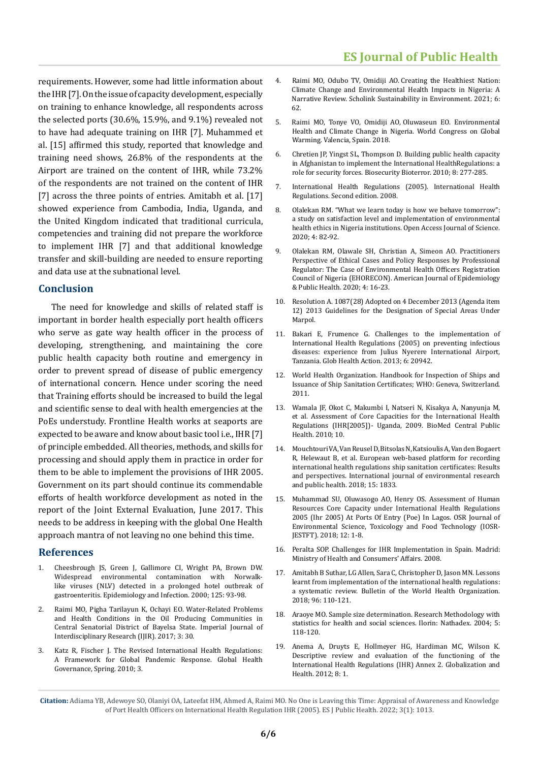requirements. However, some had little information about the IHR [7]. On the issue of capacity development, especially on training to enhance knowledge, all respondents across the selected ports (30.6%, 15.9%, and 9.1%) revealed not to have had adequate training on IHR [7]. Muhammed et al. [15] affirmed this study, reported that knowledge and training need shows, 26.8% of the respondents at the Airport are trained on the content of IHR, while 73.2% of the respondents are not trained on the content of IHR [7] across the three points of entries. Amitabh et al. [17] showed experience from Cambodia, India, Uganda, and the United Kingdom indicated that traditional curricula, competencies and training did not prepare the workforce to implement IHR [7] and that additional knowledge transfer and skill-building are needed to ensure reporting and data use at the subnational level.

## Conclusion

The need for knowledge and skills of related staff is important in border health especially port health officers who serve as gate way health officer in the process of developing, strengthening, and maintaining the core public health capacity both routine and emergency in order to prevent spread of disease of public emergency of international concern. Hence under scoring the need that Training efforts should be increased to build the legal and scientific sense to deal with health emergencies at the PoEs understudy. Frontline Health works at seaports are expected to be aware and know about basic tool i.e., IHR [7] of principle embedded. All theories, methods, and skills for processing and should apply them in practice in order for them to be able to implement the provisions of IHR 2005. Government on its part should continue its commendable efforts of health workforce development as noted in the report of the Joint External Evaluation, June 2017. This needs to be address in keeping with the global One Health approach mantra of not leaving no one behind this time.

## References

1. Cheesbrough JS, Green J, Gallimore CI, Wright PA, Brown DW. Widespread environmental contamination with Norwalk-like viruses (NLV) detected in a prolonged hotel outbreak of gastroenteritis. Epidemiology and Infection. 2000; 125: 93-98.
2. Raimi MO, Pigha Tarilayun K, Ochayi EO. Water-Related Problems and Health Conditions in the Oil Producing Communities in Central Senatorial District of Bayelsa State. Imperial Journal of Interdisciplinary Research (IJIR). 2017; 3: 30.
3. Katz R, Fischer J. The Revised International Health Regulations: A Framework for Global Pandemic Response. Global Health Governance, Spring. 2010; 3.
4. Raimi MO, Odubo TV, Omidiji AO. Creating the Healthiest Nation: Climate Change and Environmental Health Impacts in Nigeria: A Narrative Review. Scholink Sustainability in Environment. 2021; 6: 62.
5. Raimi MO, Tonye VO, Omidiji AO, Oluwaseun EO. Environmental Health and Climate Change in Nigeria. World Congress on Global Warming. Valencia, Spain. 2018.
6. Chretien JP, Yingst SL, Thompson D. Building public health capacity in Afghanistan to implement the International HealthRegulations: a role for security forces. Biosecurity Bioterror. 2010; 8: 277-285.
7. International Health Regulations (2005). International Health Regulations. Second edition. 2008.
8. Olalekan RM. "What we learn today is how we behave tomorrow": a study on satisfaction level and implementation of environmental health ethics in Nigeria institutions. Open Access Journal of Science. 2020; 4: 82-92.
9. Olalekan RM, Olawale SH, Christian A, Simeon AO. Practitioners Perspective of Ethical Cases and Policy Responses by Professional Regulator: The Case of Environmental Health Officers Registration Council of Nigeria (EHORECON). American Journal of Epidemiology & Public Health. 2020; 4: 16-23.
10. Resolution A. 1087(28) Adopted on 4 December 2013 (Agenda item 12) 2013 Guidelines for the Designation of Special Areas Under Marpol.
11. Bakari E, Frumence G. Challenges to the implementation of International Health Regulations (2005) on preventing infectious diseases: experience from Julius Nyerere International Airport, Tanzania. Glob Health Action. 2013; 6: 20942.
12. World Health Organization. Handbook for Inspection of Ships and Issuance of Ship Sanitation Certificates; WHO: Geneva, Switzerland. 2011.
13. Wamala JF, Okot C, Makumbi I, Natseri N, Kisakya A, Nanyunja M, et al. Assessment of Core Capacities for the International Health Regulations (IHR[2005])- Uganda, 2009. BioMed Central Public Health. 2010; 10.
14. Mouchtouri VA, Van Reusel D, Bitsolas N, Katsioulis A, Van den Bogaert R, Helewaut B, et al. European web-based platform for recording international health regulations ship sanitation certificates: Results and perspectives. International journal of environmental research and public health. 2018; 15: 1833.
15. Muhammad SU, Oluwasogo AO, Henry OS. Assessment of Human Resources Core Capacity under International Health Regulations 2005 (Ihr 2005) At Ports Of Entry (Poe) In Lagos. OSR Journal of Environmental Science, Toxicology and Food Technology (IOSR-JESTFT). 2018; 12: 1-8.
16. Peralta SOP. Challenges for IHR Implementation in Spain. Madrid: Ministry of Health and Consumers' Affairs. 2008.
17. Amitabh B Suthar, LG Allen, Sara C, Christopher D, Jason MN. Lessons learnt from implementation of the international health regulations: a systematic review. Bulletin of the World Health Organization. 2018; 96: 110-121.
18. Araoye MO. Sample size determination. Research Methodology with statistics for health and social sciences. Ilorin: Nathadex. 2004; 5: 118-120.
19. Anema A, Druyts E, Hollmeyer HG, Hardiman MC, Wilson K. Descriptive review and evaluation of the International Health Regulations (IHR) Annex 2. Globalization and Health. 2012; 8: 1.

**Citation:** Adiama YB, Adewoye SO, Olaniyi OA, Lateefat HM, Ahmed A, Raimi MO. No One is Leaving this Time: Appraisal of Awareness and Knowledge of Port Health Officers on International Health Regulation IHR (2005). ES J Public Health. 2022; 3(1): 1013.